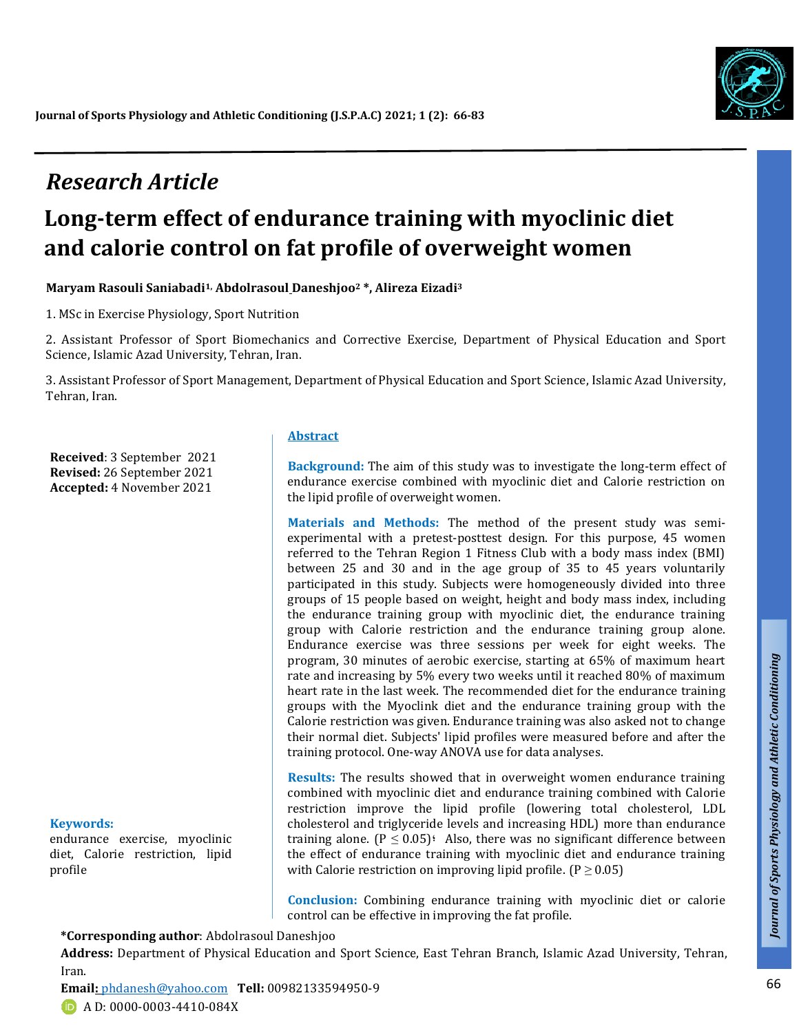*Research Article*

# Long-term effect of endurance training with myoclinic diet and calorie control on fat profile of overweight women

**Maryam Rasouli Saniabadi[1], Abdolrasoul Daneshjoo[2] *, Alireza Eizadi[3]**

1. MSc in Exercise Physiology, Sport Nutrition

2. Assistant Professor of Sport Biomechanics and Corrective Exercise, Department of Physical Education and Sport Science, Islamic Azad University, Tehran, Iran.

3. Assistant Professor of Sport Management, Department of Physical Education and Sport Science, Islamic Azad University, Tehran, Iran.

**Received**: 3 September 2021
**Revised:** 26 September 2021
**Accepted:** 4 November 2021

**Keywords:**
endurance exercise, myoclinic diet, Calorie restriction, lipid profile

## Abstract

**Background:** The aim of this study was to investigate the long-term effect of endurance exercise combined with myoclinic diet and Calorie restriction on the lipid profile of overweight women.

**Materials and Methods:** The method of the present study was semi-experimental with a pretest-posttest design. For this purpose, 45 women referred to the Tehran Region 1 Fitness Club with a body mass index (BMI) between 25 and 30 and in the age group of 35 to 45 years voluntarily participated in this study. Subjects were homogeneously divided into three groups of 15 people based on weight, height and body mass index, including the endurance training group with myoclinic diet, the endurance training group with Calorie restriction and the endurance training group alone. Endurance exercise was three sessions per week for eight weeks. The program, 30 minutes of aerobic exercise, starting at 65% of maximum heart rate and increasing by 5% every two weeks until it reached 80% of maximum heart rate in the last week. The recommended diet for the endurance training groups with the Myoclink diet and the endurance training group with the Calorie restriction was given. Endurance training was also asked not to change their normal diet. Subjects' lipid profiles were measured before and after the training protocol. One-way ANOVA use for data analyses.

**Results:** The results showed that in overweight women endurance training combined with myoclinic diet and endurance training combined with Calorie restriction improve the lipid profile (lowering total cholesterol, LDL cholesterol and triglyceride levels and increasing HDL) more than endurance training alone. ($P \leq 0.05$)، Also, there was no significant difference between the effect of endurance training with myoclinic diet and endurance training with Calorie restriction on improving lipid profile. ($P \geq 0.05$)

**Conclusion:** Combining endurance training with myoclinic diet or calorie control can be effective in improving the fat profile.

**\*Corresponding author**: Abdolrasoul Daneshjoo
**Address:** Department of Physical Education and Sport Science, East Tehran Branch, Islamic Azad University, Tehran, Iran.
**Email:** phdanesh@yahoo.com **Tell:** 00982133594950-9
A D: 0000-0003-4410-084X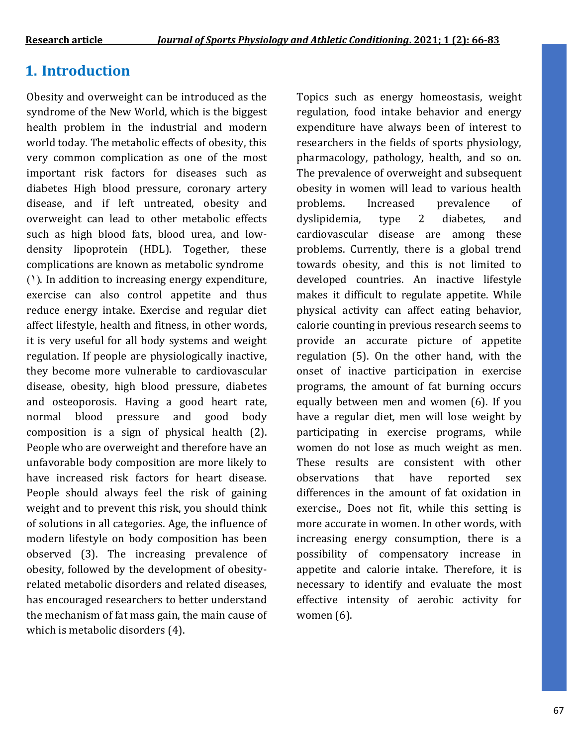## 1. Introduction

Obesity and overweight can be introduced as the syndrome of the New World, which is the biggest health problem in the industrial and modern world today. The metabolic effects of obesity, this very common complication as one of the most important risk factors for diseases such as diabetes High blood pressure, coronary artery disease, and if left untreated, obesity and overweight can lead to other metabolic effects such as high blood fats, blood urea, and low-density lipoprotein (HDL). Together, these complications are known as metabolic syndrome (١). In addition to increasing energy expenditure, exercise can also control appetite and thus reduce energy intake. Exercise and regular diet affect lifestyle, health and fitness, in other words, it is very useful for all body systems and weight regulation. If people are physiologically inactive, they become more vulnerable to cardiovascular disease, obesity, high blood pressure, diabetes and osteoporosis. Having a good heart rate, normal blood pressure and good body composition is a sign of physical health (2). People who are overweight and therefore have an unfavorable body composition are more likely to have increased risk factors for heart disease. People should always feel the risk of gaining weight and to prevent this risk, you should think of solutions in all categories. Age, the influence of modern lifestyle on body composition has been observed (3). The increasing prevalence of obesity, followed by the development of obesity-related metabolic disorders and related diseases, has encouraged researchers to better understand the mechanism of fat mass gain, the main cause of which is metabolic disorders (4).

Topics such as energy homeostasis, weight regulation, food intake behavior and energy expenditure have always been of interest to researchers in the fields of sports physiology, pharmacology, pathology, health, and so on. The prevalence of overweight and subsequent obesity in women will lead to various health problems. Increased prevalence of dyslipidemia, type 2 diabetes, and cardiovascular disease are among these problems. Currently, there is a global trend towards obesity, and this is not limited to developed countries. An inactive lifestyle makes it difficult to regulate appetite. While physical activity can affect eating behavior, calorie counting in previous research seems to provide an accurate picture of appetite regulation (5). On the other hand, with the onset of inactive participation in exercise programs, the amount of fat burning occurs equally between men and women (6). If you have a regular diet, men will lose weight by participating in exercise programs, while women do not lose as much weight as men. These results are consistent with other observations that have reported sex differences in the amount of fat oxidation in exercise., Does not fit, while this setting is more accurate in women. In other words, with increasing energy consumption, there is a possibility of compensatory increase in appetite and calorie intake. Therefore, it is necessary to identify and evaluate the most effective intensity of aerobic activity for women (6).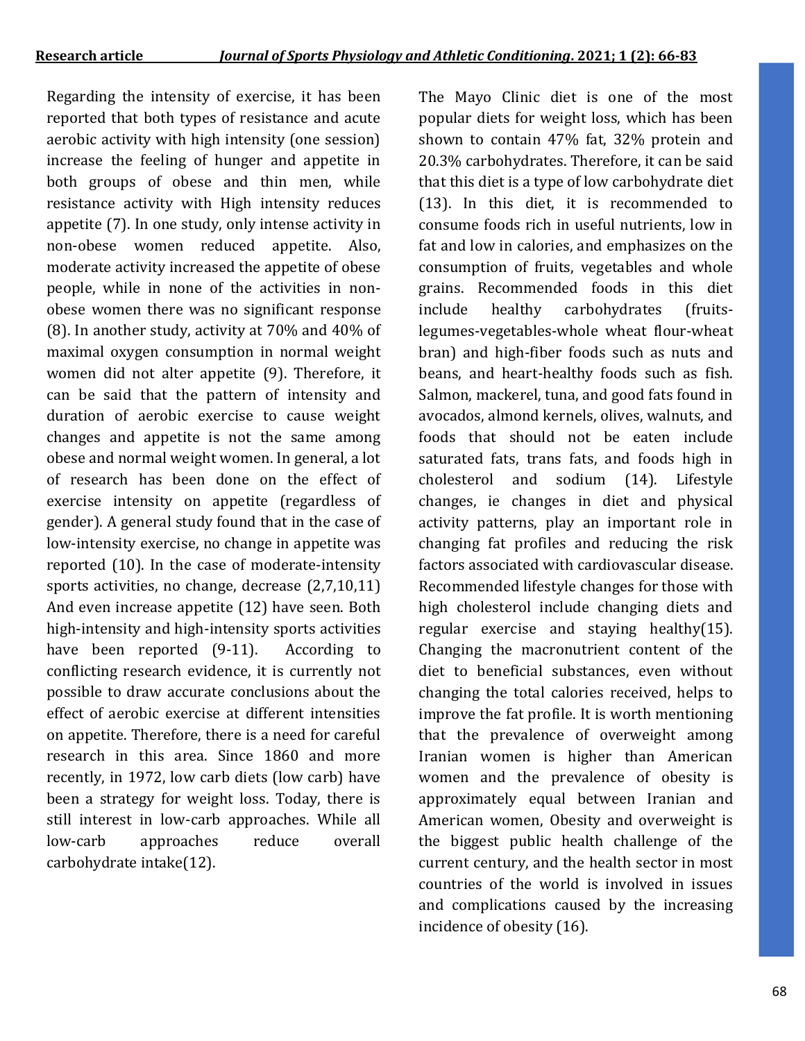Regarding the intensity of exercise, it has been reported that both types of resistance and acute aerobic activity with high intensity (one session) increase the feeling of hunger and appetite in both groups of obese and thin men, while resistance activity with High intensity reduces appetite (7). In one study, only intense activity in non-obese women reduced appetite. Also, moderate activity increased the appetite of obese people, while in none of the activities in non-obese women there was no significant response (8). In another study, activity at 70% and 40% of maximal oxygen consumption in normal weight women did not alter appetite (9). Therefore, it can be said that the pattern of intensity and duration of aerobic exercise to cause weight changes and appetite is not the same among obese and normal weight women. In general, a lot of research has been done on the effect of exercise intensity on appetite (regardless of gender). A general study found that in the case of low-intensity exercise, no change in appetite was reported (10). In the case of moderate-intensity sports activities, no change, decrease (2,7,10,11) And even increase appetite (12) have seen. Both high-intensity and high-intensity sports activities have been reported (9-11). According to conflicting research evidence, it is currently not possible to draw accurate conclusions about the effect of aerobic exercise at different intensities on appetite. Therefore, there is a need for careful research in this area. Since 1860 and more recently, in 1972, low carb diets (low carb) have been a strategy for weight loss. Today, there is still interest in low-carb approaches. While all low-carb approaches reduce overall carbohydrate intake(12).

The Mayo Clinic diet is one of the most popular diets for weight loss, which has been shown to contain 47% fat, 32% protein and 20.3% carbohydrates. Therefore, it can be said that this diet is a type of low carbohydrate diet (13). In this diet, it is recommended to consume foods rich in useful nutrients, low in fat and low in calories, and emphasizes on the consumption of fruits, vegetables and whole grains. Recommended foods in this diet include healthy carbohydrates (fruits-legumes-vegetables-whole wheat flour-wheat bran) and high-fiber foods such as nuts and beans, and heart-healthy foods such as fish. Salmon, mackerel, tuna, and good fats found in avocados, almond kernels, olives, walnuts, and foods that should not be eaten include saturated fats, trans fats, and foods high in cholesterol and sodium (14). Lifestyle changes, ie changes in diet and physical activity patterns, play an important role in changing fat profiles and reducing the risk factors associated with cardiovascular disease. Recommended lifestyle changes for those with high cholesterol include changing diets and regular exercise and staying healthy(15). Changing the macronutrient content of the diet to beneficial substances, even without changing the total calories received, helps to improve the fat profile. It is worth mentioning that the prevalence of overweight among Iranian women is higher than American women and the prevalence of obesity is approximately equal between Iranian and American women, Obesity and overweight is the biggest public health challenge of the current century, and the health sector in most countries of the world is involved in issues and complications caused by the increasing incidence of obesity (16).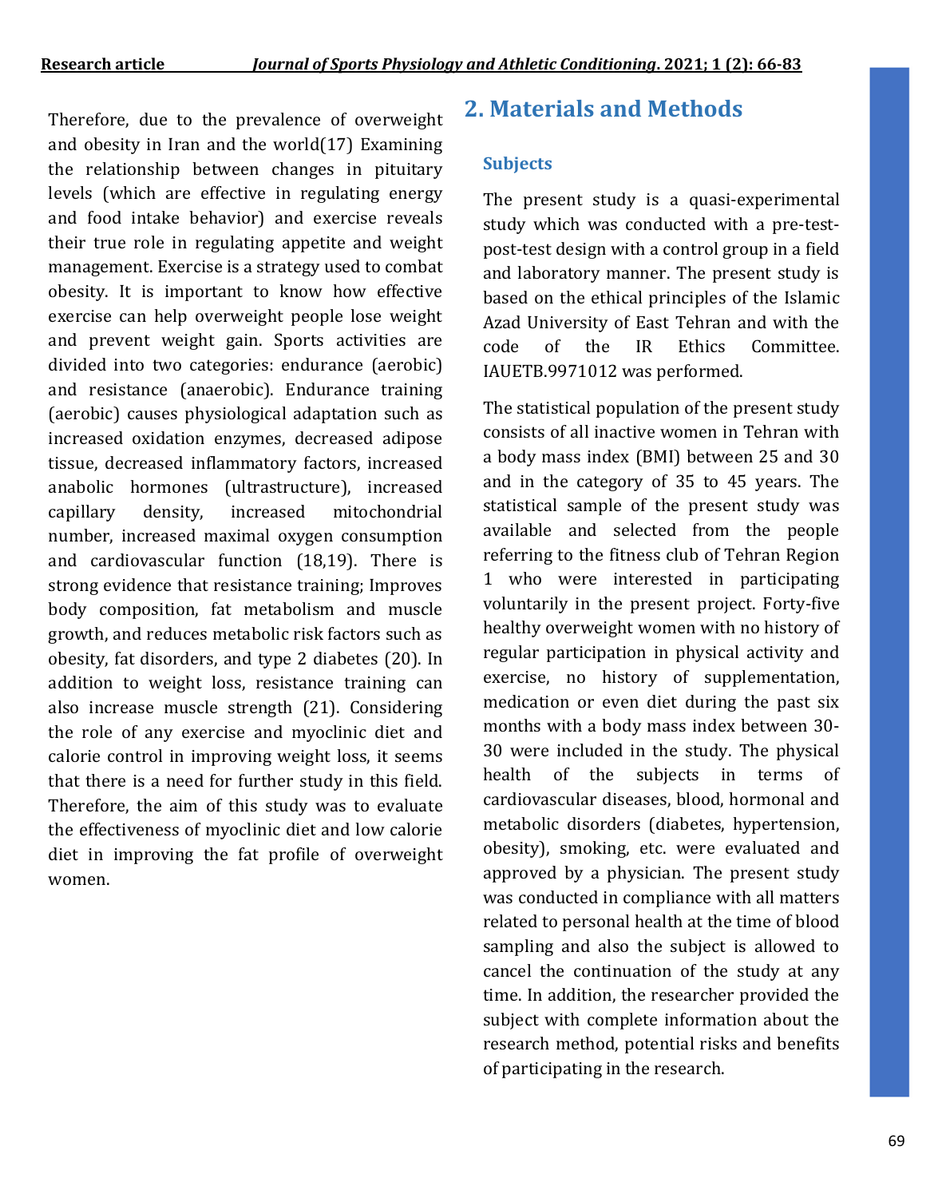Therefore, due to the prevalence of overweight and obesity in Iran and the world(17) Examining the relationship between changes in pituitary levels (which are effective in regulating energy and food intake behavior) and exercise reveals their true role in regulating appetite and weight management. Exercise is a strategy used to combat obesity. It is important to know how effective exercise can help overweight people lose weight and prevent weight gain. Sports activities are divided into two categories: endurance (aerobic) and resistance (anaerobic). Endurance training (aerobic) causes physiological adaptation such as increased oxidation enzymes, decreased adipose tissue, decreased inflammatory factors, increased anabolic hormones (ultrastructure), increased capillary density, increased mitochondrial number, increased maximal oxygen consumption and cardiovascular function (18,19). There is strong evidence that resistance training; Improves body composition, fat metabolism and muscle growth, and reduces metabolic risk factors such as obesity, fat disorders, and type 2 diabetes (20). In addition to weight loss, resistance training can also increase muscle strength (21). Considering the role of any exercise and myoclinic diet and calorie control in improving weight loss, it seems that there is a need for further study in this field. Therefore, the aim of this study was to evaluate the effectiveness of myoclinic diet and low calorie diet in improving the fat profile of overweight women.

## 2. Materials and Methods

### Subjects

The present study is a quasi-experimental study which was conducted with a pre-test-post-test design with a control group in a field and laboratory manner. The present study is based on the ethical principles of the Islamic Azad University of East Tehran and with the code of the IR Ethics Committee. IAUETB.9971012 was performed.

The statistical population of the present study consists of all inactive women in Tehran with a body mass index (BMI) between 25 and 30 and in the category of 35 to 45 years. The statistical sample of the present study was available and selected from the people referring to the fitness club of Tehran Region 1 who were interested in participating voluntarily in the present project. Forty-five healthy overweight women with no history of regular participation in physical activity and exercise, no history of supplementation, medication or even diet during the past six months with a body mass index between 30-30 were included in the study. The physical health of the subjects in terms of cardiovascular diseases, blood, hormonal and metabolic disorders (diabetes, hypertension, obesity), smoking, etc. were evaluated and approved by a physician. The present study was conducted in compliance with all matters related to personal health at the time of blood sampling and also the subject is allowed to cancel the continuation of the study at any time. In addition, the researcher provided the subject with complete information about the research method, potential risks and benefits of participating in the research.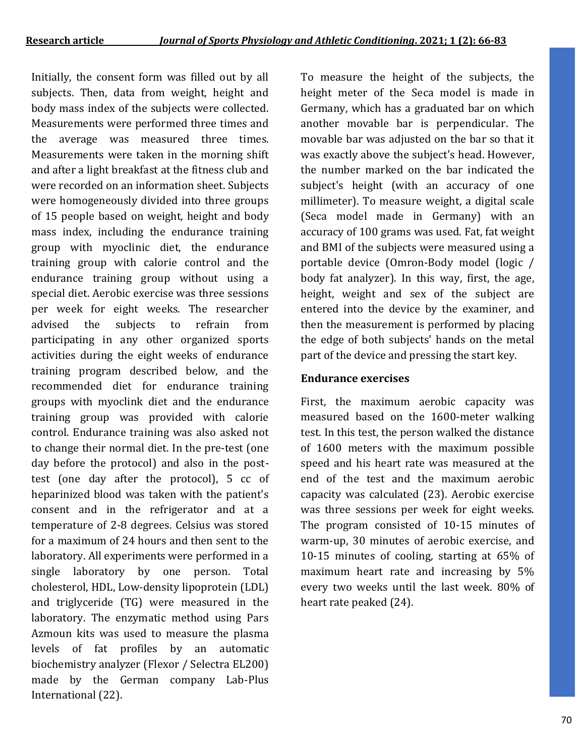Initially, the consent form was filled out by all subjects. Then, data from weight, height and body mass index of the subjects were collected. Measurements were performed three times and the average was measured three times. Measurements were taken in the morning shift and after a light breakfast at the fitness club and were recorded on an information sheet. Subjects were homogeneously divided into three groups of 15 people based on weight, height and body mass index, including the endurance training group with myoclinic diet, the endurance training group with calorie control and the endurance training group without using a special diet. Aerobic exercise was three sessions per week for eight weeks. The researcher advised the subjects to refrain from participating in any other organized sports activities during the eight weeks of endurance training program described below, and the recommended diet for endurance training groups with myoclink diet and the endurance training group was provided with calorie control. Endurance training was also asked not to change their normal diet. In the pre-test (one day before the protocol) and also in the post-test (one day after the protocol), 5 cc of heparinized blood was taken with the patient's consent and in the refrigerator and at a temperature of 2-8 degrees. Celsius was stored for a maximum of 24 hours and then sent to the laboratory. All experiments were performed in a single laboratory by one person. Total cholesterol, HDL, Low-density lipoprotein (LDL) and triglyceride (TG) were measured in the laboratory. The enzymatic method using Pars Azmoun kits was used to measure the plasma levels of fat profiles by an automatic biochemistry analyzer (Flexor / Selectra EL200) made by the German company Lab-Plus International (22).

To measure the height of the subjects, the height meter of the Seca model is made in Germany, which has a graduated bar on which another movable bar is perpendicular. The movable bar was adjusted on the bar so that it was exactly above the subject's head. However, the number marked on the bar indicated the subject's height (with an accuracy of one millimeter). To measure weight, a digital scale (Seca model made in Germany) with an accuracy of 100 grams was used. Fat, fat weight and BMI of the subjects were measured using a portable device (Omron-Body model (logic / body fat analyzer). In this way, first, the age, height, weight and sex of the subject are entered into the device by the examiner, and then the measurement is performed by placing the edge of both subjects' hands on the metal part of the device and pressing the start key.

### Endurance exercises

First, the maximum aerobic capacity was measured based on the 1600-meter walking test. In this test, the person walked the distance of 1600 meters with the maximum possible speed and his heart rate was measured at the end of the test and the maximum aerobic capacity was calculated (23). Aerobic exercise was three sessions per week for eight weeks. The program consisted of 10-15 minutes of warm-up, 30 minutes of aerobic exercise, and 10-15 minutes of cooling, starting at 65% of maximum heart rate and increasing by 5% every two weeks until the last week. 80% of heart rate peaked (24).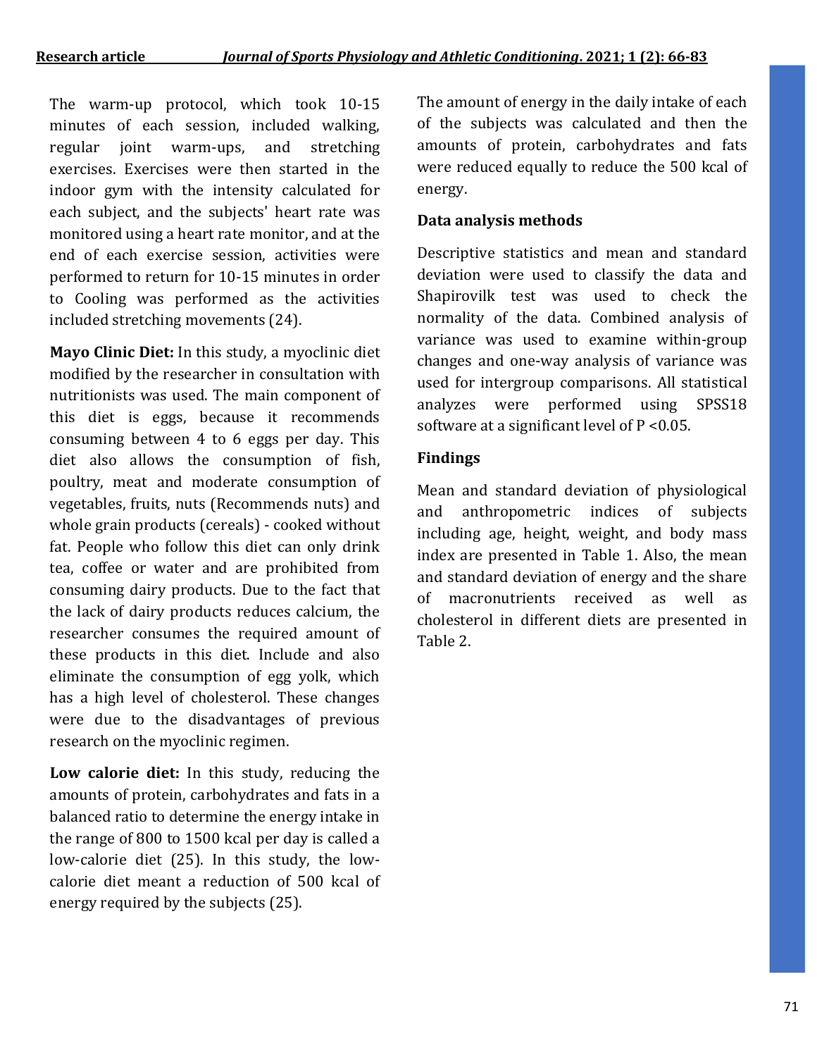The warm-up protocol, which took 10-15 minutes of each session, included walking, regular joint warm-ups, and stretching exercises. Exercises were then started in the indoor gym with the intensity calculated for each subject, and the subjects' heart rate was monitored using a heart rate monitor, and at the end of each exercise session, activities were performed to return for 10-15 minutes in order to Cooling was performed as the activities included stretching movements (24).

**Mayo Clinic Diet:** In this study, a myoclinic diet modified by the researcher in consultation with nutritionists was used. The main component of this diet is eggs, because it recommends consuming between 4 to 6 eggs per day. This diet also allows the consumption of fish, poultry, meat and moderate consumption of vegetables, fruits, nuts (Recommends nuts) and whole grain products (cereals) - cooked without fat. People who follow this diet can only drink tea, coffee or water and are prohibited from consuming dairy products. Due to the fact that the lack of dairy products reduces calcium, the researcher consumes the required amount of these products in this diet. Include and also eliminate the consumption of egg yolk, which has a high level of cholesterol. These changes were due to the disadvantages of previous research on the myoclinic regimen.

**Low calorie diet:** In this study, reducing the amounts of protein, carbohydrates and fats in a balanced ratio to determine the energy intake in the range of 800 to 1500 kcal per day is called a low-calorie diet (25). In this study, the low-calorie diet meant a reduction of 500 kcal of energy required by the subjects (25). The amount of energy in the daily intake of each of the subjects was calculated and then the amounts of protein, carbohydrates and fats were reduced equally to reduce the 500 kcal of energy.

**Data analysis methods**

Descriptive statistics and mean and standard deviation were used to classify the data and Shapirovilk test was used to check the normality of the data. Combined analysis of variance was used to examine within-group changes and one-way analysis of variance was used for intergroup comparisons. All statistical analyzes were performed using SPSS18 software at a significant level of $P < 0.05$.

**Findings**

Mean and standard deviation of physiological and anthropometric indices of subjects including age, height, weight, and body mass index are presented in Table 1. Also, the mean and standard deviation of energy and the share of macronutrients received as well as cholesterol in different diets are presented in Table 2.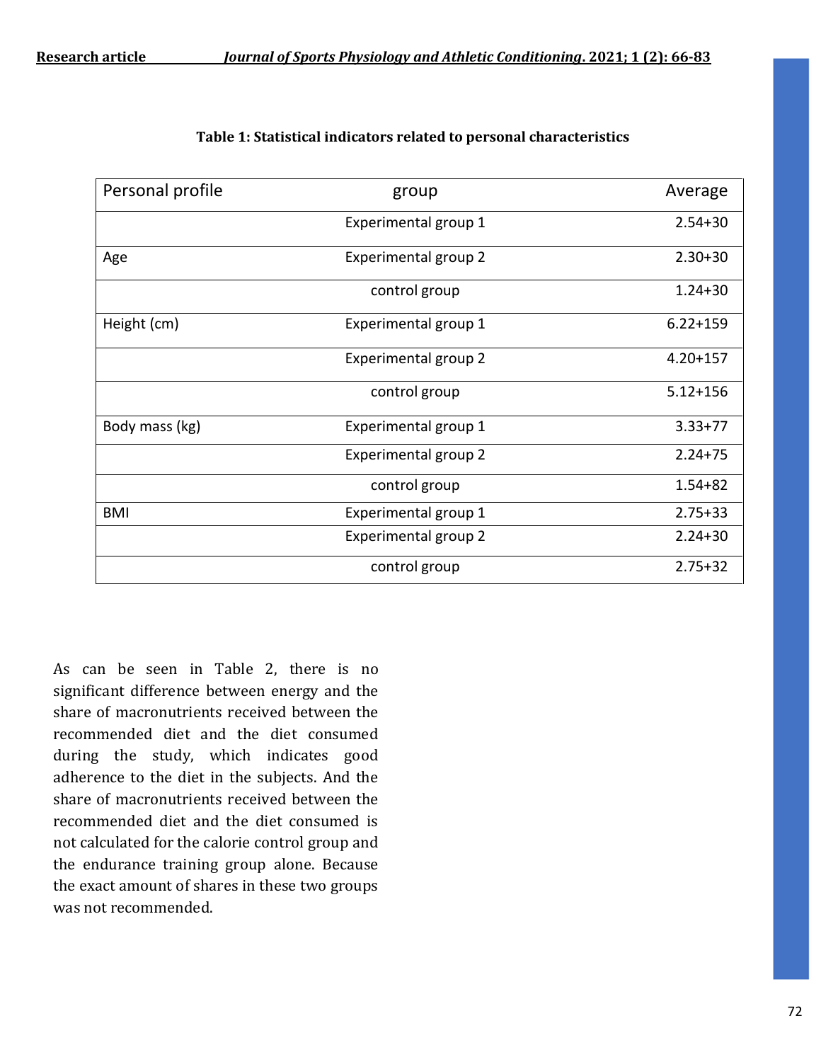**Table 1: Statistical indicators related to personal characteristics**

| Personal profile | group | Average |
|---|---|---|
| | Experimental group 1 | 2.54+30 |
| Age | Experimental group 2 | 2.30+30 |
| | control group | 1.24+30 |
| Height (cm) | Experimental group 1 | 6.22+159 |
| | Experimental group 2 | 4.20+157 |
| | control group | 5.12+156 |
| Body mass (kg) | Experimental group 1 | 3.33+77 |
| | Experimental group 2 | 2.24+75 |
| | control group | 1.54+82 |
| BMI | Experimental group 1 | 2.75+33 |
| | Experimental group 2 | 2.24+30 |
| | control group | 2.75+32 |

As can be seen in Table 2, there is no significant difference between energy and the share of macronutrients received between the recommended diet and the diet consumed during the study, which indicates good adherence to the diet in the subjects. And the share of macronutrients received between the recommended diet and the diet consumed is not calculated for the calorie control group and the endurance training group alone. Because the exact amount of shares in these two groups was not recommended.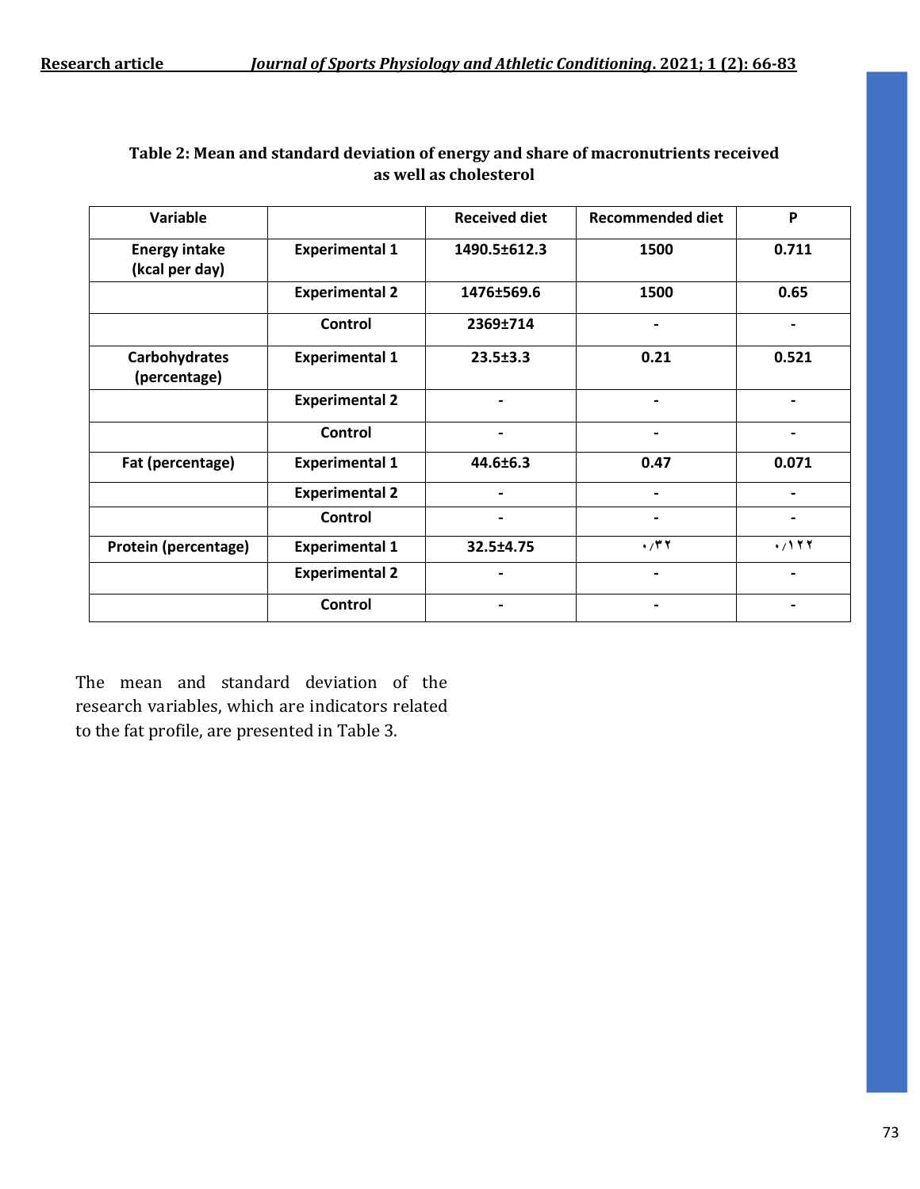**Table 2: Mean and standard deviation of energy and share of macronutrients received as well as cholesterol**

| Variable | | Received diet | Recommended diet | P |
|---|---|---|---|---|
| **Energy intake (kcal per day)** | **Experimental 1** | **1490.5±612.3** | **1500** | **0.711** |
| | **Experimental 2** | **1476±569.6** | **1500** | **0.65** |
| | **Control** | **2369±714** | **-** | **-** |
| **Carbohydrates (percentage)** | **Experimental 1** | **23.5±3.3** | **0.21** | **0.521** |
| | **Experimental 2** | **-** | **-** | **-** |
| | **Control** | **-** | **-** | **-** |
| **Fat (percentage)** | **Experimental 1** | **44.6±6.3** | **0.47** | **0.071** |
| | **Experimental 2** | **-** | **-** | **-** |
| | **Control** | **-** | **-** | **-** |
| **Protein (percentage)** | **Experimental 1** | **32.5±4.75** | **۰/۳۲** | **۰/۱۲۲** |
| | **Experimental 2** | **-** | **-** | **-** |
| | **Control** | **-** | **-** | **-** |

The mean and standard deviation of the research variables, which are indicators related to the fat profile, are presented in Table 3.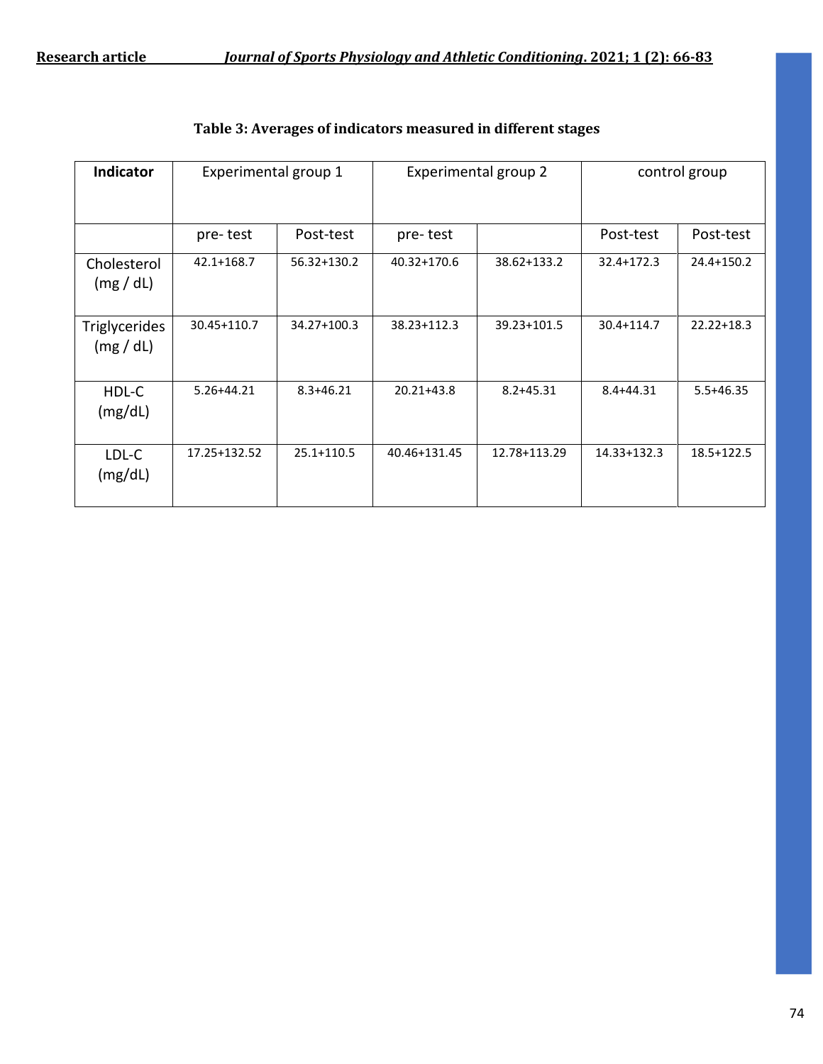**Table 3: Averages of indicators measured in different stages**

| Indicator | Experimental group 1 | | Experimental group 2 | | control group | |
|---|---|---|---|---|---|---|
| | pre- test | Post-test | pre- test | | Post-test | Post-test |
| Cholesterol (mg / dL) | 42.1+168.7 | 56.32+130.2 | 40.32+170.6 | 38.62+133.2 | 32.4+172.3 | 24.4+150.2 |
| Triglycerides (mg / dL) | 30.45+110.7 | 34.27+100.3 | 38.23+112.3 | 39.23+101.5 | 30.4+114.7 | 22.22+18.3 |
| HDL-C (mg/dL) | 5.26+44.21 | 8.3+46.21 | 20.21+43.8 | 8.2+45.31 | 8.4+44.31 | 5.5+46.35 |
| LDL-C (mg/dL) | 17.25+132.52 | 25.1+110.5 | 40.46+131.45 | 12.78+113.29 | 14.33+132.3 | 18.5+122.5 |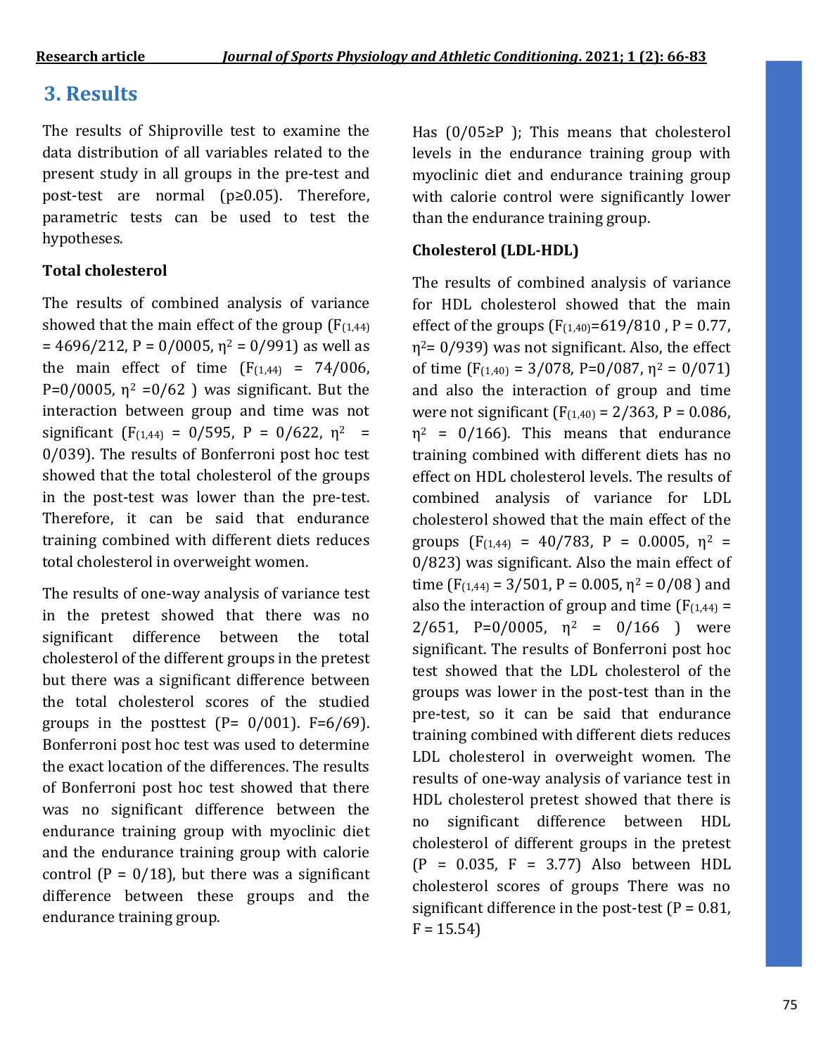## 3. Results

The results of Shiproville test to examine the data distribution of all variables related to the present study in all groups in the pre-test and post-test are normal ($p \geq 0.05$). Therefore, parametric tests can be used to test the hypotheses.

**Total cholesterol**

The results of combined analysis of variance showed that the main effect of the group ($F_{(1,44)}$ = 4696/212, P = 0/0005, $\eta^2$ = 0/991) as well as the main effect of time ($F_{(1,44)}$ = 74/006, P=0/0005, $\eta^2$ =0/62 ) was significant. But the interaction between group and time was not significant ($F_{(1,44)}$ = 0/595, P = 0/622, $\eta^2$ = 0/039). The results of Bonferroni post hoc test showed that the total cholesterol of the groups in the post-test was lower than the pre-test. Therefore, it can be said that endurance training combined with different diets reduces total cholesterol in overweight women.

The results of one-way analysis of variance test in the pretest showed that there was no significant difference between the total cholesterol of the different groups in the pretest but there was a significant difference between the total cholesterol scores of the studied groups in the posttest (P= 0/001). F=6/69). Bonferroni post hoc test was used to determine the exact location of the differences. The results of Bonferroni post hoc test showed that there was no significant difference between the endurance training group with myoclinic diet and the endurance training group with calorie control (P = 0/18), but there was a significant difference between these groups and the endurance training group.

Has (0/05≥P ); This means that cholesterol levels in the endurance training group with myoclinic diet and endurance training group with calorie control were significantly lower than the endurance training group.

**Cholesterol (LDL-HDL)**

The results of combined analysis of variance for HDL cholesterol showed that the main effect of the groups ($F_{(1,40)}$=619/810 , P = 0.77, $\eta^2$= 0/939) was not significant. Also, the effect of time ($F_{(1,40)}$ = 3/078, P=0/087, $\eta^2$ = 0/071) and also the interaction of group and time were not significant ($F_{(1,40)}$ = 2/363, P = 0.086, $\eta^2$ = 0/166). This means that endurance training combined with different diets has no effect on HDL cholesterol levels. The results of combined analysis of variance for LDL cholesterol showed that the main effect of the groups ($F_{(1,44)}$ = 40/783, P = 0.0005, $\eta^2$ = 0/823) was significant. Also the main effect of time ($F_{(1,44)}$ = 3/501, P = 0.005, $\eta^2$ = 0/08 ) and also the interaction of group and time ($F_{(1,44)}$ = 2/651, P=0/0005, $\eta^2$ = 0/166 ) were significant. The results of Bonferroni post hoc test showed that the LDL cholesterol of the groups was lower in the post-test than in the pre-test, so it can be said that endurance training combined with different diets reduces LDL cholesterol in overweight women. The results of one-way analysis of variance test in HDL cholesterol pretest showed that there is no significant difference between HDL cholesterol of different groups in the pretest (P = 0.035, F = 3.77) Also between HDL cholesterol scores of groups There was no significant difference in the post-test (P = 0.81, F = 15.54)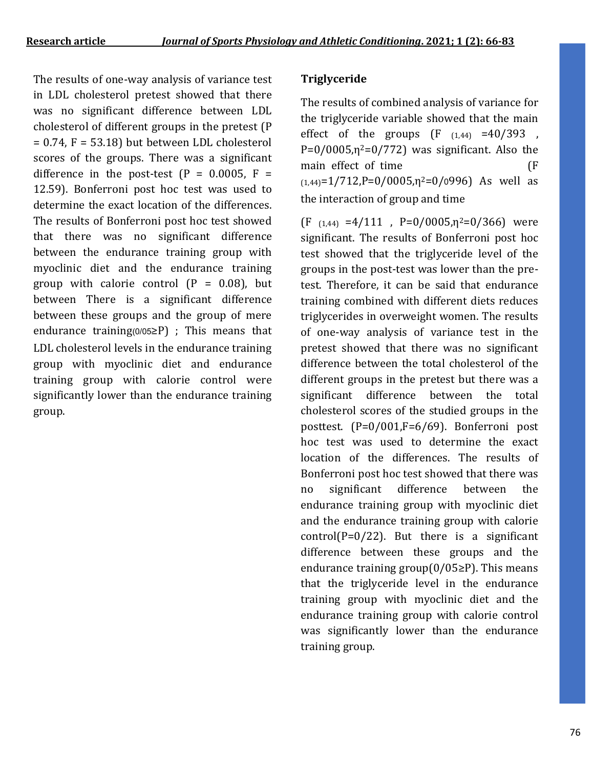The results of one-way analysis of variance test in LDL cholesterol pretest showed that there was no significant difference between LDL cholesterol of different groups in the pretest (P = 0.74, F = 53.18) but between LDL cholesterol scores of the groups. There was a significant difference in the post-test (P = 0.0005, F = 12.59). Bonferroni post hoc test was used to determine the exact location of the differences. The results of Bonferroni post hoc test showed that there was no significant difference between the endurance training group with myoclinic diet and the endurance training group with calorie control (P = 0.08), but between There is a significant difference between these groups and the group of mere endurance training(0/05≥P) ; This means that LDL cholesterol levels in the endurance training group with myoclinic diet and endurance training group with calorie control were significantly lower than the endurance training group.

### Triglyceride

The results of combined analysis of variance for the triglyceride variable showed that the main effect of the groups ($F_{(1,44)}$ =40/393 , P=0/0005,$\eta^2$=0/772) was significant. Also the main effect of time ($F_{(1,44)}$=1/712,P=0/0005,$\eta^2$=0/0996) As well as the interaction of group and time

($F_{(1,44)}$ =4/111 , P=0/0005,$\eta^2$=0/366) were significant. The results of Bonferroni post hoc test showed that the triglyceride level of the groups in the post-test was lower than the pre-test. Therefore, it can be said that endurance training combined with different diets reduces triglycerides in overweight women. The results of one-way analysis of variance test in the pretest showed that there was no significant difference between the total cholesterol of the different groups in the pretest but there was a significant difference between the total cholesterol scores of the studied groups in the posttest. (P=0/001,F=6/69). Bonferroni post hoc test was used to determine the exact location of the differences. The results of Bonferroni post hoc test showed that there was no significant difference between the endurance training group with myoclinic diet and the endurance training group with calorie control(P=0/22). But there is a significant difference between these groups and the endurance training group(0/05≥P). This means that the triglyceride level in the endurance training group with myoclinic diet and the endurance training group with calorie control was significantly lower than the endurance training group.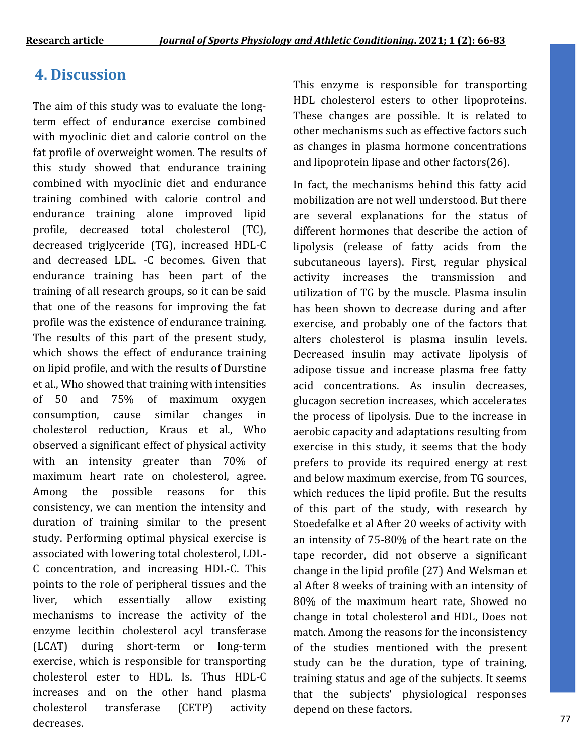## 4. Discussion

The aim of this study was to evaluate the long-term effect of endurance exercise combined with myoclinic diet and calorie control on the fat profile of overweight women. The results of this study showed that endurance training combined with myoclinic diet and endurance training combined with calorie control and endurance training alone improved lipid profile, decreased total cholesterol (TC), decreased triglyceride (TG), increased HDL-C and decreased LDL. -C becomes. Given that endurance training has been part of the training of all research groups, so it can be said that one of the reasons for improving the fat profile was the existence of endurance training. The results of this part of the present study, which shows the effect of endurance training on lipid profile, and with the results of Durstine et al., Who showed that training with intensities of 50 and 75% of maximum oxygen consumption, cause similar changes in cholesterol reduction, Kraus et al., Who observed a significant effect of physical activity with an intensity greater than 70% of maximum heart rate on cholesterol, agree. Among the possible reasons for this consistency, we can mention the intensity and duration of training similar to the present study. Performing optimal physical exercise is associated with lowering total cholesterol, LDL-C concentration, and increasing HDL-C. This points to the role of peripheral tissues and the liver, which essentially allow existing mechanisms to increase the activity of the enzyme lecithin cholesterol acyl transferase (LCAT) during short-term or long-term exercise, which is responsible for transporting cholesterol ester to HDL. Is. Thus HDL-C increases and on the other hand plasma cholesterol transferase (CETP) activity decreases. This enzyme is responsible for transporting HDL cholesterol esters to other lipoproteins. These changes are possible. It is related to other mechanisms such as effective factors such as changes in plasma hormone concentrations and lipoprotein lipase and other factors(26).

In fact, the mechanisms behind this fatty acid mobilization are not well understood. But there are several explanations for the status of different hormones that describe the action of lipolysis (release of fatty acids from the subcutaneous layers). First, regular physical activity increases the transmission and utilization of TG by the muscle. Plasma insulin has been shown to decrease during and after exercise, and probably one of the factors that alters cholesterol is plasma insulin levels. Decreased insulin may activate lipolysis of adipose tissue and increase plasma free fatty acid concentrations. As insulin decreases, glucagon secretion increases, which accelerates the process of lipolysis. Due to the increase in aerobic capacity and adaptations resulting from exercise in this study, it seems that the body prefers to provide its required energy at rest and below maximum exercise, from TG sources, which reduces the lipid profile. But the results of this part of the study, with research by Stoedefalke et al After 20 weeks of activity with an intensity of 75-80% of the heart rate on the tape recorder, did not observe a significant change in the lipid profile (27) And Welsman et al After 8 weeks of training with an intensity of 80% of the maximum heart rate, Showed no change in total cholesterol and HDL, Does not match. Among the reasons for the inconsistency of the studies mentioned with the present study can be the duration, type of training, training status and age of the subjects. It seems that the subjects' physiological responses depend on these factors.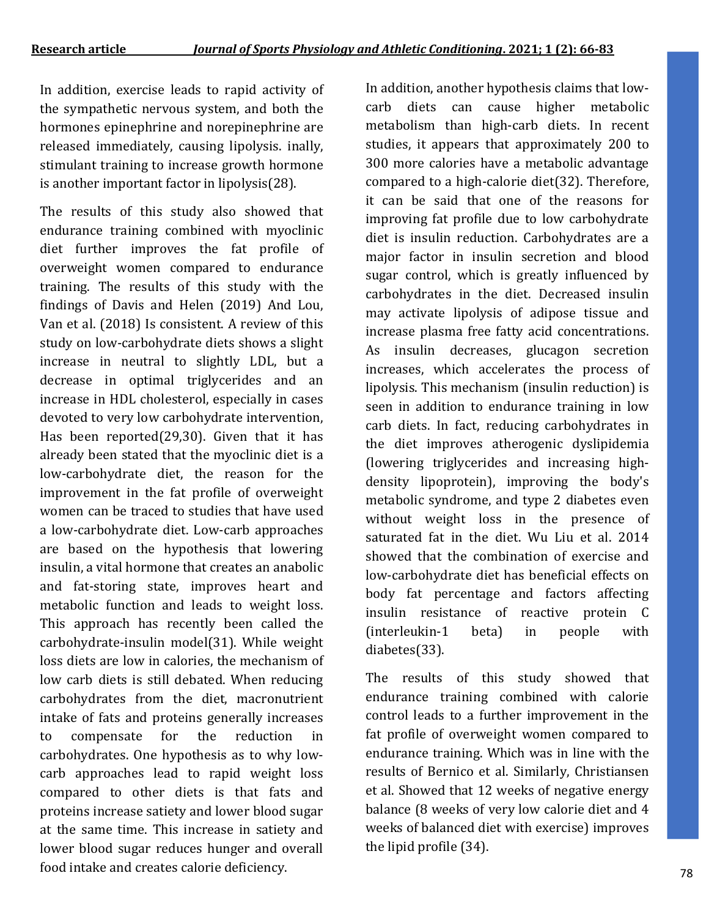In addition, exercise leads to rapid activity of the sympathetic nervous system, and both the hormones epinephrine and norepinephrine are released immediately, causing lipolysis. inally, stimulant training to increase growth hormone is another important factor in lipolysis(28).

The results of this study also showed that endurance training combined with myoclinic diet further improves the fat profile of overweight women compared to endurance training. The results of this study with the findings of Davis and Helen (2019) And Lou, Van et al. (2018) Is consistent. A review of this study on low-carbohydrate diets shows a slight increase in neutral to slightly LDL, but a decrease in optimal triglycerides and an increase in HDL cholesterol, especially in cases devoted to very low carbohydrate intervention, Has been reported(29,30). Given that it has already been stated that the myoclinic diet is a low-carbohydrate diet, the reason for the improvement in the fat profile of overweight women can be traced to studies that have used a low-carbohydrate diet. Low-carb approaches are based on the hypothesis that lowering insulin, a vital hormone that creates an anabolic and fat-storing state, improves heart and metabolic function and leads to weight loss. This approach has recently been called the carbohydrate-insulin model(31). While weight loss diets are low in calories, the mechanism of low carb diets is still debated. When reducing carbohydrates from the diet, macronutrient intake of fats and proteins generally increases to compensate for the reduction in carbohydrates. One hypothesis as to why low-carb approaches lead to rapid weight loss compared to other diets is that fats and proteins increase satiety and lower blood sugar at the same time. This increase in satiety and lower blood sugar reduces hunger and overall food intake and creates calorie deficiency.

In addition, another hypothesis claims that low-carb diets can cause higher metabolic metabolism than high-carb diets. In recent studies, it appears that approximately 200 to 300 more calories have a metabolic advantage compared to a high-calorie diet(32). Therefore, it can be said that one of the reasons for improving fat profile due to low carbohydrate diet is insulin reduction. Carbohydrates are a major factor in insulin secretion and blood sugar control, which is greatly influenced by carbohydrates in the diet. Decreased insulin may activate lipolysis of adipose tissue and increase plasma free fatty acid concentrations. As insulin decreases, glucagon secretion increases, which accelerates the process of lipolysis. This mechanism (insulin reduction) is seen in addition to endurance training in low carb diets. In fact, reducing carbohydrates in the diet improves atherogenic dyslipidemia (lowering triglycerides and increasing high-density lipoprotein), improving the body's metabolic syndrome, and type 2 diabetes even without weight loss in the presence of saturated fat in the diet. Wu Liu et al. 2014 showed that the combination of exercise and low-carbohydrate diet has beneficial effects on body fat percentage and factors affecting insulin resistance of reactive protein C (interleukin-1 beta) in people with diabetes(33).

The results of this study showed that endurance training combined with calorie control leads to a further improvement in the fat profile of overweight women compared to endurance training. Which was in line with the results of Bernico et al. Similarly, Christiansen et al. Showed that 12 weeks of negative energy balance (8 weeks of very low calorie diet and 4 weeks of balanced diet with exercise) improves the lipid profile (34).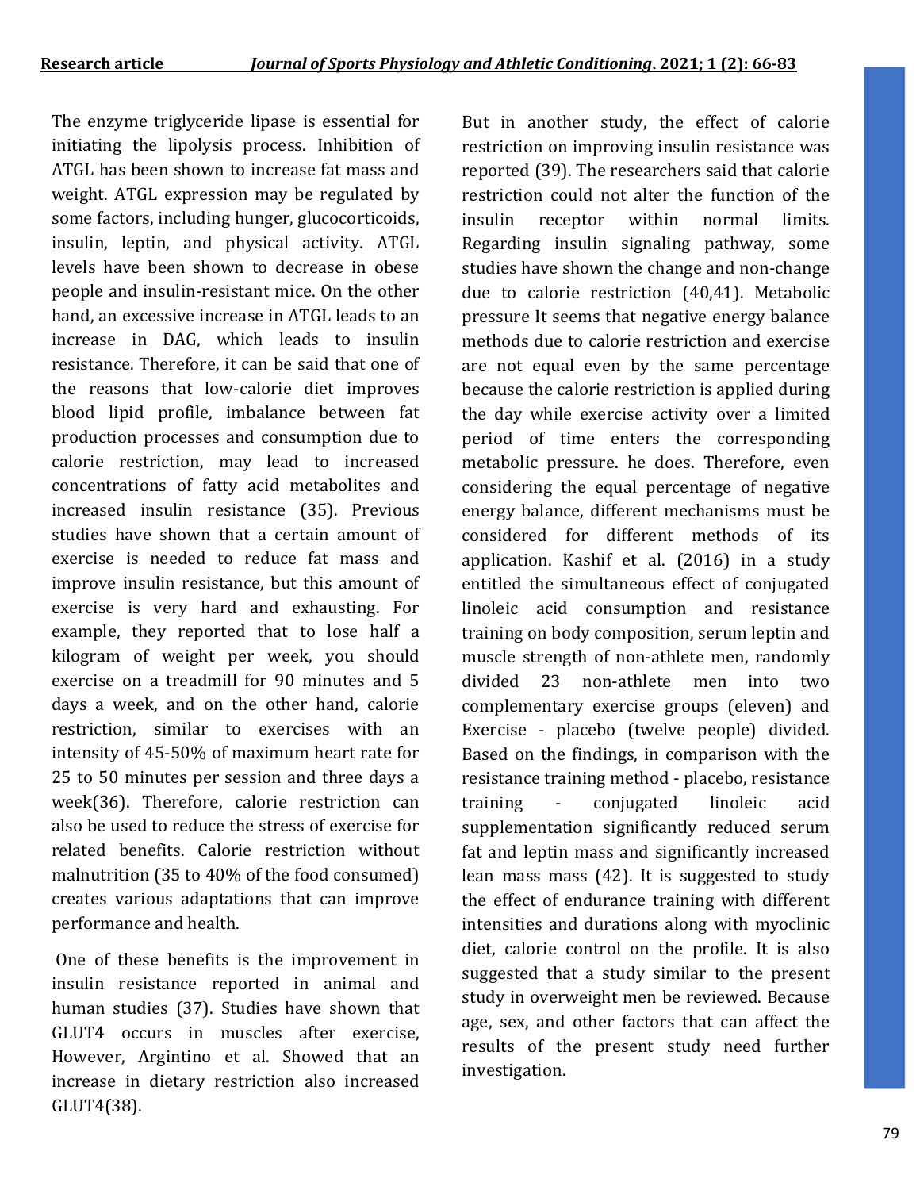The enzyme triglyceride lipase is essential for initiating the lipolysis process. Inhibition of ATGL has been shown to increase fat mass and weight. ATGL expression may be regulated by some factors, including hunger, glucocorticoids, insulin, leptin, and physical activity. ATGL levels have been shown to decrease in obese people and insulin-resistant mice. On the other hand, an excessive increase in ATGL leads to an increase in DAG, which leads to insulin resistance. Therefore, it can be said that one of the reasons that low-calorie diet improves blood lipid profile, imbalance between fat production processes and consumption due to calorie restriction, may lead to increased concentrations of fatty acid metabolites and increased insulin resistance (35). Previous studies have shown that a certain amount of exercise is needed to reduce fat mass and improve insulin resistance, but this amount of exercise is very hard and exhausting. For example, they reported that to lose half a kilogram of weight per week, you should exercise on a treadmill for 90 minutes and 5 days a week, and on the other hand, calorie restriction, similar to exercises with an intensity of 45-50% of maximum heart rate for 25 to 50 minutes per session and three days a week(36). Therefore, calorie restriction can also be used to reduce the stress of exercise for related benefits. Calorie restriction without malnutrition (35 to 40% of the food consumed) creates various adaptations that can improve performance and health.

One of these benefits is the improvement in insulin resistance reported in animal and human studies (37). Studies have shown that GLUT4 occurs in muscles after exercise, However, Argintino et al. Showed that an increase in dietary restriction also increased GLUT4(38).

But in another study, the effect of calorie restriction on improving insulin resistance was reported (39). The researchers said that calorie restriction could not alter the function of the insulin receptor within normal limits. Regarding insulin signaling pathway, some studies have shown the change and non-change due to calorie restriction (40,41). Metabolic pressure It seems that negative energy balance methods due to calorie restriction and exercise are not equal even by the same percentage because the calorie restriction is applied during the day while exercise activity over a limited period of time enters the corresponding metabolic pressure. he does. Therefore, even considering the equal percentage of negative energy balance, different mechanisms must be considered for different methods of its application. Kashif et al. (2016) in a study entitled the simultaneous effect of conjugated linoleic acid consumption and resistance training on body composition, serum leptin and muscle strength of non-athlete men, randomly divided 23 non-athlete men into two complementary exercise groups (eleven) and Exercise - placebo (twelve people) divided. Based on the findings, in comparison with the resistance training method - placebo, resistance training - conjugated linoleic acid supplementation significantly reduced serum fat and leptin mass and significantly increased lean mass mass (42). It is suggested to study the effect of endurance training with different intensities and durations along with myoclinic diet, calorie control on the profile. It is also suggested that a study similar to the present study in overweight men be reviewed. Because age, sex, and other factors that can affect the results of the present study need further investigation.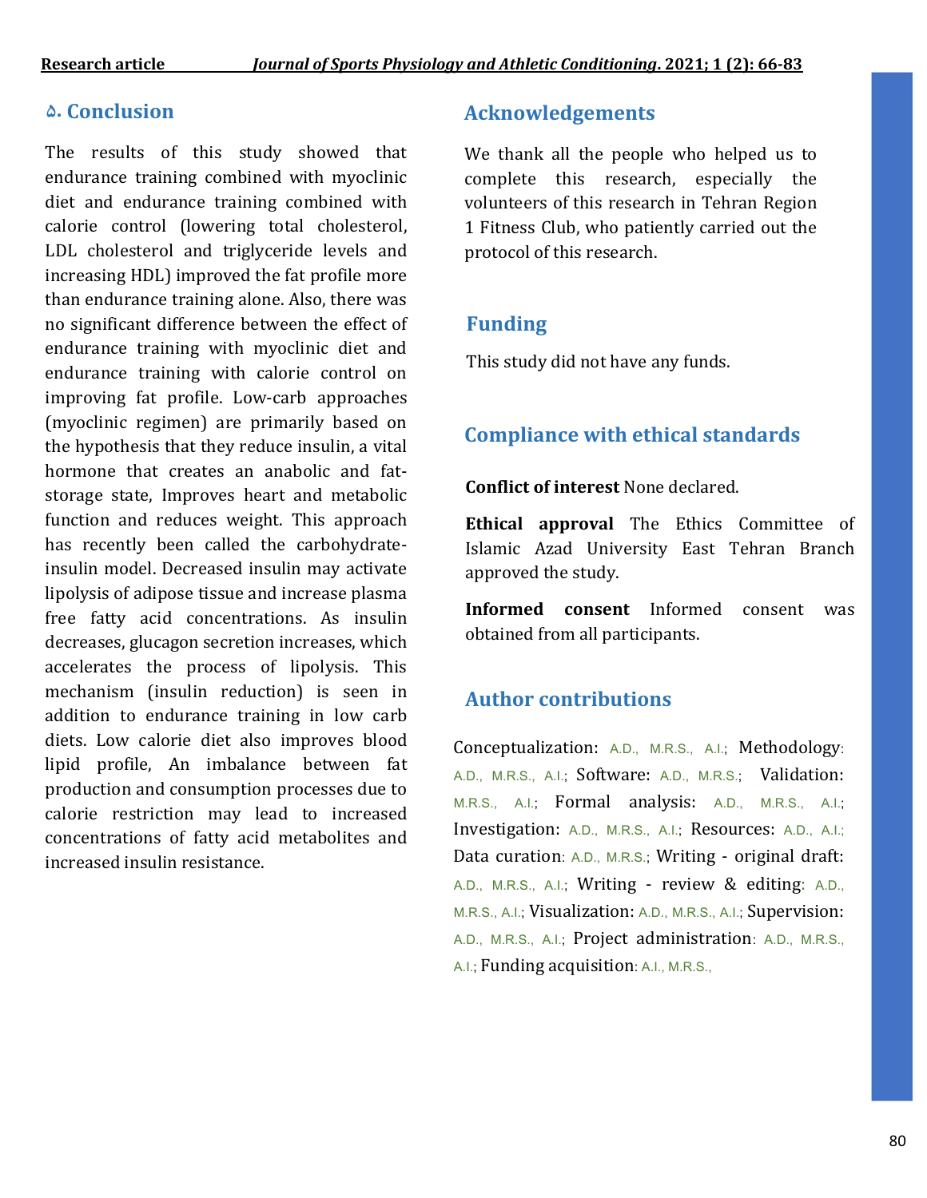## ۵. Conclusion

The results of this study showed that endurance training combined with myoclinic diet and endurance training combined with calorie control (lowering total cholesterol, LDL cholesterol and triglyceride levels and increasing HDL) improved the fat profile more than endurance training alone. Also, there was no significant difference between the effect of endurance training with myoclinic diet and endurance training with calorie control on improving fat profile. Low-carb approaches (myoclinic regimen) are primarily based on the hypothesis that they reduce insulin, a vital hormone that creates an anabolic and fat-storage state, Improves heart and metabolic function and reduces weight. This approach has recently been called the carbohydrate-insulin model. Decreased insulin may activate lipolysis of adipose tissue and increase plasma free fatty acid concentrations. As insulin decreases, glucagon secretion increases, which accelerates the process of lipolysis. This mechanism (insulin reduction) is seen in addition to endurance training in low carb diets. Low calorie diet also improves blood lipid profile, An imbalance between fat production and consumption processes due to calorie restriction may lead to increased concentrations of fatty acid metabolites and increased insulin resistance.

## Acknowledgements

We thank all the people who helped us to complete this research, especially the volunteers of this research in Tehran Region 1 Fitness Club, who patiently carried out the protocol of this research.

## Funding

This study did not have any funds.

## Compliance with ethical standards

**Conflict of interest** None declared.

**Ethical approval** The Ethics Committee of Islamic Azad University East Tehran Branch approved the study.

**Informed consent** Informed consent was obtained from all participants.

## Author contributions

Conceptualization: A.D., M.R.S., A.I.; Methodology: A.D., M.R.S., A.I.; Software: A.D., M.R.S.; Validation: M.R.S., A.I.; Formal analysis: A.D., M.R.S., A.I.; Investigation: A.D., M.R.S., A.I.; Resources: A.D., A.I.; Data curation: A.D., M.R.S.; Writing - original draft: A.D., M.R.S., A.I.; Writing - review & editing: A.D., M.R.S., A.I.; Visualization: A.D., M.R.S., A.I.; Supervision: A.D., M.R.S., A.I.; Project administration: A.D., M.R.S., A.I.; Funding acquisition: A.I., M.R.S.,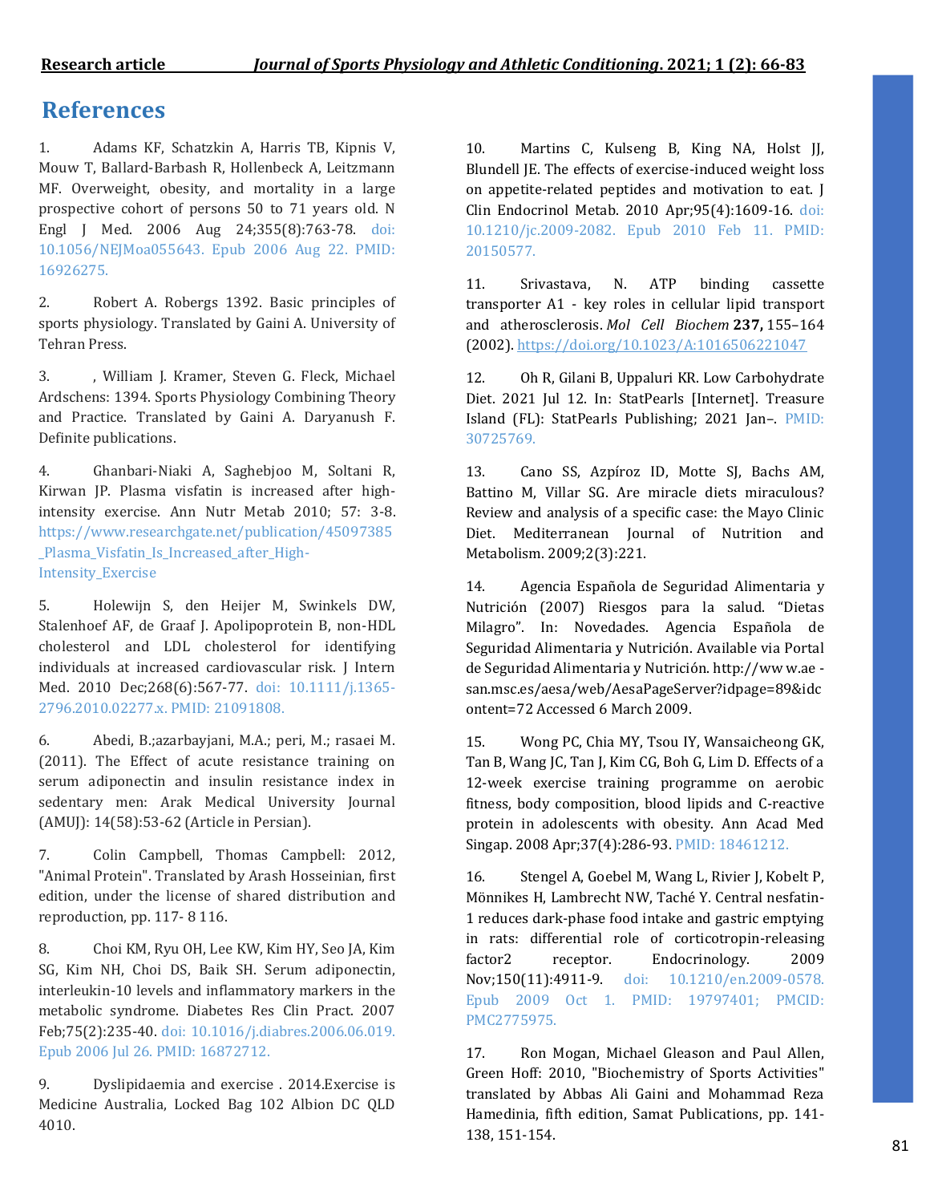## References

1. Adams KF, Schatzkin A, Harris TB, Kipnis V, Mouw T, Ballard-Barbash R, Hollenbeck A, Leitzmann MF. Overweight, obesity, and mortality in a large prospective cohort of persons 50 to 71 years old. N Engl J Med. 2006 Aug 24;355(8):763-78. doi: 10.1056/NEJMoa055643. Epub 2006 Aug 22. PMID: 16926275.

2. Robert A. Robergs 1392. Basic principles of sports physiology. Translated by Gaini A. University of Tehran Press.

3. , William J. Kramer, Steven G. Fleck, Michael Ardschens: 1394. Sports Physiology Combining Theory and Practice. Translated by Gaini A. Daryanush F. Definite publications.

4. Ghanbari-Niaki A, Saghebjoo M, Soltani R, Kirwan JP. Plasma visfatin is increased after high-intensity exercise. Ann Nutr Metab 2010; 57: 3-8. https://www.researchgate.net/publication/45097385_Plasma_Visfatin_Is_Increased_after_High-Intensity_Exercise

5. Holewijn S, den Heijer M, Swinkels DW, Stalenhoef AF, de Graaf J. Apolipoprotein B, non-HDL cholesterol and LDL cholesterol for identifying individuals at increased cardiovascular risk. J Intern Med. 2010 Dec;268(6):567-77. doi: 10.1111/j.1365-2796.2010.02277.x. PMID: 21091808.

6. Abedi, B.;azarbayjani, M.A.; peri, M.; rasaei M. (2011). The Effect of acute resistance training on serum adiponectin and insulin resistance index in sedentary men: Arak Medical University Journal (AMUJ): 14(58):53-62 (Article in Persian).

7. Colin Campbell, Thomas Campbell: 2012, "Animal Protein". Translated by Arash Hosseinian, first edition, under the license of shared distribution and reproduction, pp. 117- 8 116.

8. Choi KM, Ryu OH, Lee KW, Kim HY, Seo JA, Kim SG, Kim NH, Choi DS, Baik SH. Serum adiponectin, interleukin-10 levels and inflammatory markers in the metabolic syndrome. Diabetes Res Clin Pract. 2007 Feb;75(2):235-40. doi: 10.1016/j.diabres.2006.06.019. Epub 2006 Jul 26. PMID: 16872712.

9. Dyslipidaemia and exercise . 2014.Exercise is Medicine Australia, Locked Bag 102 Albion DC QLD 4010.

10. Martins C, Kulseng B, King NA, Holst JJ, Blundell JE. The effects of exercise-induced weight loss on appetite-related peptides and motivation to eat. J Clin Endocrinol Metab. 2010 Apr;95(4):1609-16. doi: 10.1210/jc.2009-2082. Epub 2010 Feb 11. PMID: 20150577.

11. Srivastava, N. ATP binding cassette transporter A1 - key roles in cellular lipid transport and atherosclerosis. *Mol Cell Biochem* **237,** 155–164 (2002). https://doi.org/10.1023/A:1016506221047

12. Oh R, Gilani B, Uppaluri KR. Low Carbohydrate Diet. 2021 Jul 12. In: StatPearls [Internet]. Treasure Island (FL): StatPearls Publishing; 2021 Jan–. PMID: 30725769.

13. Cano SS, Azpíroz ID, Motte SJ, Bachs AM, Battino M, Villar SG. Are miracle diets miraculous? Review and analysis of a specific case: the Mayo Clinic Diet. Mediterranean Journal of Nutrition and Metabolism. 2009;2(3):221.

14. Agencia Española de Seguridad Alimentaria y Nutrición (2007) Riesgos para la salud. "Dietas Milagro". In: Novedades. Agencia Española de Seguridad Alimentaria y Nutrición. Available via Portal de Seguridad Alimentaria y Nutrición. http://ww w.ae - san.msc.es/aesa/web/AesaPageServer?idpage=89&idcontent=72 Accessed 6 March 2009.

15. Wong PC, Chia MY, Tsou IY, Wansaicheong GK, Tan B, Wang JC, Tan J, Kim CG, Boh G, Lim D. Effects of a 12-week exercise training programme on aerobic fitness, body composition, blood lipids and C-reactive protein in adolescents with obesity. Ann Acad Med Singap. 2008 Apr;37(4):286-93. PMID: 18461212.

16. Stengel A, Goebel M, Wang L, Rivier J, Kobelt P, Mönnikes H, Lambrecht NW, Taché Y. Central nesfatin-1 reduces dark-phase food intake and gastric emptying in rats: differential role of corticotropin-releasing factor2 receptor. Endocrinology. 2009 Nov;150(11):4911-9. doi: 10.1210/en.2009-0578. Epub 2009 Oct 1. PMID: 19797401; PMCID: PMC2775975.

17. Ron Mogan, Michael Gleason and Paul Allen, Green Hoff: 2010, "Biochemistry of Sports Activities" translated by Abbas Ali Gaini and Mohammad Reza Hamedinia, fifth edition, Samat Publications, pp. 141-138, 151-154.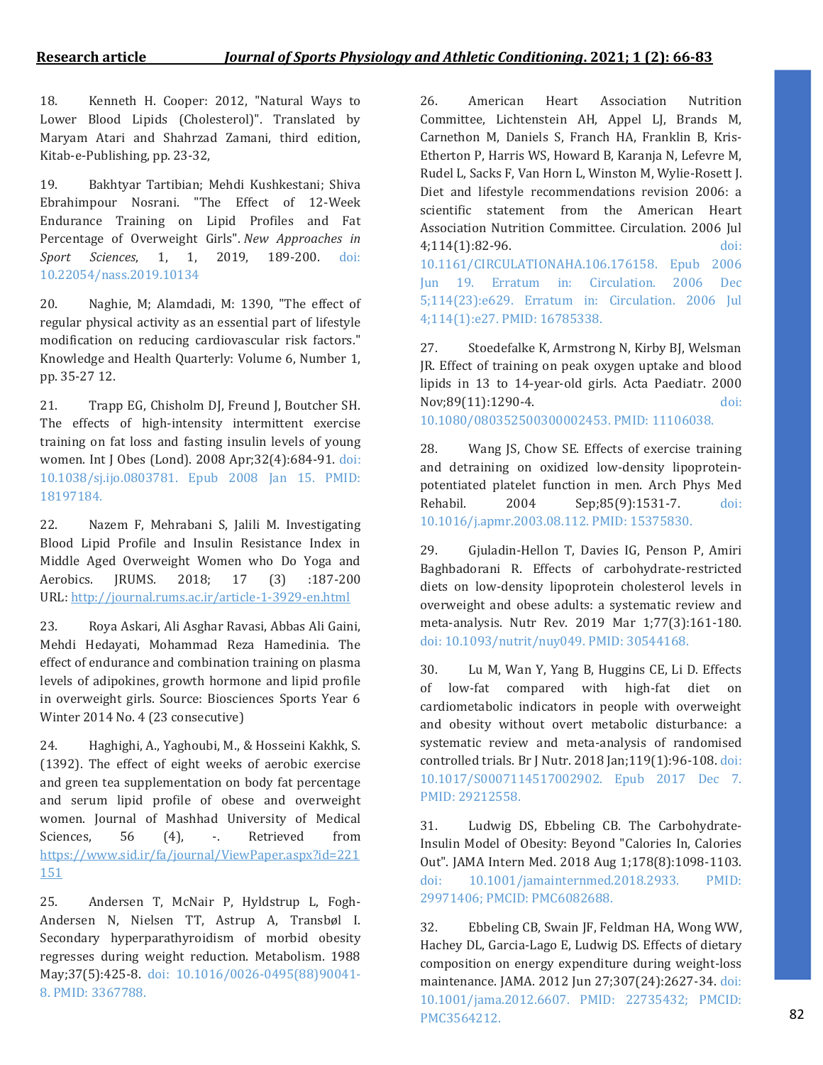18. Kenneth H. Cooper: 2012, "Natural Ways to Lower Blood Lipids (Cholesterol)". Translated by Maryam Atari and Shahrzad Zamani, third edition, Kitab-e-Publishing, pp. 23-32,

19. Bakhtyar Tartibian; Mehdi Kushkestani; Shiva Ebrahimpour Nosrani. "The Effect of 12-Week Endurance Training on Lipid Profiles and Fat Percentage of Overweight Girls". *New Approaches in Sport Sciences*, 1, 1, 2019, 189-200. doi: 10.22054/nass.2019.10134

20. Naghie, M; Alamdadi, M: 1390, "The effect of regular physical activity as an essential part of lifestyle modification on reducing cardiovascular risk factors." Knowledge and Health Quarterly: Volume 6, Number 1, pp. 35-27 12.

21. Trapp EG, Chisholm DJ, Freund J, Boutcher SH. The effects of high-intensity intermittent exercise training on fat loss and fasting insulin levels of young women. Int J Obes (Lond). 2008 Apr;32(4):684-91. doi: 10.1038/sj.ijo.0803781. Epub 2008 Jan 15. PMID: 18197184.

22. Nazem F, Mehrabani S, Jalili M. Investigating Blood Lipid Profile and Insulin Resistance Index in Middle Aged Overweight Women who Do Yoga and Aerobics. JRUMS. 2018; 17 (3) :187-200 URL: http://journal.rums.ac.ir/article-1-3929-en.html

23. Roya Askari, Ali Asghar Ravasi, Abbas Ali Gaini, Mehdi Hedayati, Mohammad Reza Hamedinia. The effect of endurance and combination training on plasma levels of adipokines, growth hormone and lipid profile in overweight girls. Source: Biosciences Sports Year 6 Winter 2014 No. 4 (23 consecutive)

24. Haghighi, A., Yaghoubi, M., & Hosseini Kakhk, S. (1392). The effect of eight weeks of aerobic exercise and green tea supplementation on body fat percentage and serum lipid profile of obese and overweight women. Journal of Mashhad University of Medical Sciences, 56 (4), -. Retrieved from https://www.sid.ir/fa/journal/ViewPaper.aspx?id=221151

25. Andersen T, McNair P, Hyldstrup L, Fogh-Andersen N, Nielsen TT, Astrup A, Transbøl I. Secondary hyperparathyroidism of morbid obesity regresses during weight reduction. Metabolism. 1988 May;37(5):425-8. doi: 10.1016/0026-0495(88)90041-8. PMID: 3367788.

26. American Heart Association Nutrition Committee, Lichtenstein AH, Appel LJ, Brands M, Carnethon M, Daniels S, Franch HA, Franklin B, Kris-Etherton P, Harris WS, Howard B, Karanja N, Lefevre M, Rudel L, Sacks F, Van Horn L, Winston M, Wylie-Rosett J. Diet and lifestyle recommendations revision 2006: a scientific statement from the American Heart Association Nutrition Committee. Circulation. 2006 Jul 4;114(1):82-96. doi: 10.1161/CIRCULATIONAHA.106.176158. Epub 2006 Jun 19. Erratum in: Circulation. 2006 Dec 5;114(23):e629. Erratum in: Circulation. 2006 Jul 4;114(1):e27. PMID: 16785338.

27. Stoedefalke K, Armstrong N, Kirby BJ, Welsman JR. Effect of training on peak oxygen uptake and blood lipids in 13 to 14-year-old girls. Acta Paediatr. 2000 Nov;89(11):1290-4. doi: 10.1080/080352500300002453. PMID: 11106038.

28. Wang JS, Chow SE. Effects of exercise training and detraining on oxidized low-density lipoprotein-potentiated platelet function in men. Arch Phys Med Rehabil. 2004 Sep;85(9):1531-7. doi: 10.1016/j.apmr.2003.08.112. PMID: 15375830.

29. Gjuladin-Hellon T, Davies IG, Penson P, Amiri Baghbadorani R. Effects of carbohydrate-restricted diets on low-density lipoprotein cholesterol levels in overweight and obese adults: a systematic review and meta-analysis. Nutr Rev. 2019 Mar 1;77(3):161-180. doi: 10.1093/nutrit/nuy049. PMID: 30544168.

30. Lu M, Wan Y, Yang B, Huggins CE, Li D. Effects of low-fat compared with high-fat diet on cardiometabolic indicators in people with overweight and obesity without overt metabolic disturbance: a systematic review and meta-analysis of randomised controlled trials. Br J Nutr. 2018 Jan;119(1):96-108. doi: 10.1017/S0007114517002902. Epub 2017 Dec 7. PMID: 29212558.

31. Ludwig DS, Ebbeling CB. The Carbohydrate-Insulin Model of Obesity: Beyond "Calories In, Calories Out". JAMA Intern Med. 2018 Aug 1;178(8):1098-1103. doi: 10.1001/jamainternmed.2018.2933. PMID: 29971406; PMCID: PMC6082688.

32. Ebbeling CB, Swain JF, Feldman HA, Wong WW, Hachey DL, Garcia-Lago E, Ludwig DS. Effects of dietary composition on energy expenditure during weight-loss maintenance. JAMA. 2012 Jun 27;307(24):2627-34. doi: 10.1001/jama.2012.6607. PMID: 22735432; PMCID: PMC3564212.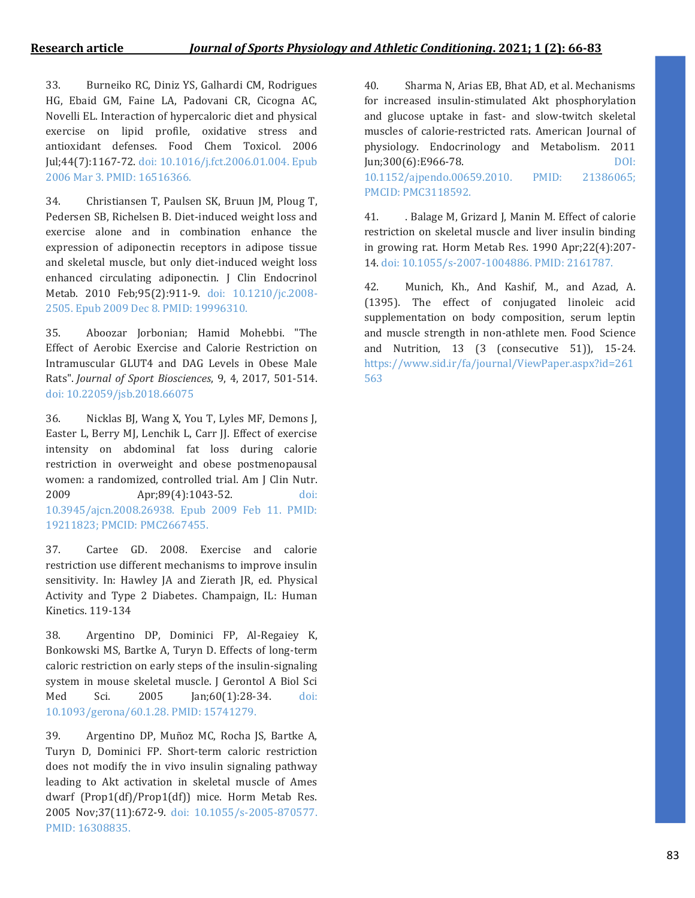33. Burneiko RC, Diniz YS, Galhardi CM, Rodrigues HG, Ebaid GM, Faine LA, Padovani CR, Cicogna AC, Novelli EL. Interaction of hypercaloric diet and physical exercise on lipid profile, oxidative stress and antioxidant defenses. Food Chem Toxicol. 2006 Jul;44(7):1167-72. doi: 10.1016/j.fct.2006.01.004. Epub 2006 Mar 3. PMID: 16516366.

34. Christiansen T, Paulsen SK, Bruun JM, Ploug T, Pedersen SB, Richelsen B. Diet-induced weight loss and exercise alone and in combination enhance the expression of adiponectin receptors in adipose tissue and skeletal muscle, but only diet-induced weight loss enhanced circulating adiponectin. J Clin Endocrinol Metab. 2010 Feb;95(2):911-9. doi: 10.1210/jc.2008-2505. Epub 2009 Dec 8. PMID: 19996310.

35. Aboozar Jorbonian; Hamid Mohebbi. "The Effect of Aerobic Exercise and Calorie Restriction on Intramuscular GLUT4 and DAG Levels in Obese Male Rats". *Journal of Sport Biosciences*, 9, 4, 2017, 501-514. doi: 10.22059/jsb.2018.66075

36. Nicklas BJ, Wang X, You T, Lyles MF, Demons J, Easter L, Berry MJ, Lenchik L, Carr JJ. Effect of exercise intensity on abdominal fat loss during calorie restriction in overweight and obese postmenopausal women: a randomized, controlled trial. Am J Clin Nutr. 2009 Apr;89(4):1043-52. doi: 10.3945/ajcn.2008.26938. Epub 2009 Feb 11. PMID: 19211823; PMCID: PMC2667455.

37. Cartee GD. 2008. Exercise and calorie restriction use different mechanisms to improve insulin sensitivity. In: Hawley JA and Zierath JR, ed. Physical Activity and Type 2 Diabetes. Champaign, IL: Human Kinetics. 119-134

38. Argentino DP, Dominici FP, Al-Regaiey K, Bonkowski MS, Bartke A, Turyn D. Effects of long-term caloric restriction on early steps of the insulin-signaling system in mouse skeletal muscle. J Gerontol A Biol Sci Med Sci. 2005 Jan;60(1):28-34. doi: 10.1093/gerona/60.1.28. PMID: 15741279.

39. Argentino DP, Muñoz MC, Rocha JS, Bartke A, Turyn D, Dominici FP. Short-term caloric restriction does not modify the in vivo insulin signaling pathway leading to Akt activation in skeletal muscle of Ames dwarf (Prop1(df)/Prop1(df)) mice. Horm Metab Res. 2005 Nov;37(11):672-9. doi: 10.1055/s-2005-870577. PMID: 16308835.

40. Sharma N, Arias EB, Bhat AD, et al. Mechanisms for increased insulin-stimulated Akt phosphorylation and glucose uptake in fast- and slow-twitch skeletal muscles of calorie-restricted rats. American Journal of physiology. Endocrinology and Metabolism. 2011 Jun;300(6):E966-78. DOI: 10.1152/ajpendo.00659.2010. PMID: 21386065; PMCID: PMC3118592.

41. . Balage M, Grizard J, Manin M. Effect of calorie restriction on skeletal muscle and liver insulin binding in growing rat. Horm Metab Res. 1990 Apr;22(4):207-14. doi: 10.1055/s-2007-1004886. PMID: 2161787.

42. Munich, Kh., And Kashif, M., and Azad, A. (1395). The effect of conjugated linoleic acid supplementation on body composition, serum leptin and muscle strength in non-athlete men. Food Science and Nutrition, 13 (3 (consecutive 51)), 15-24. https://www.sid.ir/fa/journal/ViewPaper.aspx?id=261563